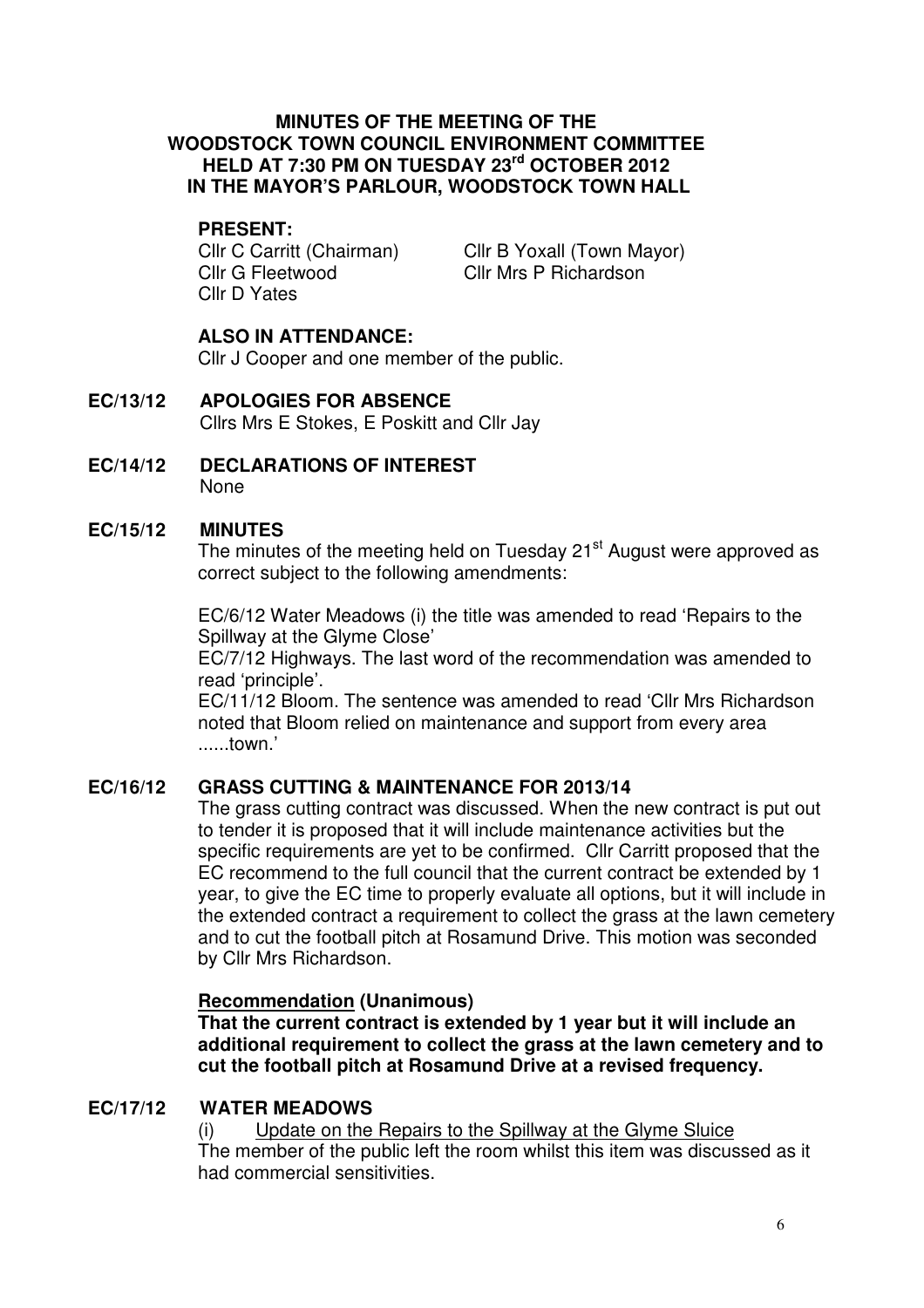# MINUTES OF THE MEETING OF THE WOODSTOCK TOWN COUNCIL ENVIRONMENT COMMITTEE HELD AT 7:30 PM ON TUESDAY 23rd OCTOBER 2012 IN THE MAYOR'S PARLOUR, WOODSTOCK TOWN HALL

**PRESENT:**

Cllr C Carritt (Chairman)
Cllr B Yoxall (Town Mayor)
Cllr G Fleetwood
Cllr Mrs P Richardson
Cllr D Yates

**ALSO IN ATTENDANCE:**

Cllr J Cooper and one member of the public.

## EC/13/12 APOLOGIES FOR ABSENCE

Cllrs Mrs E Stokes, E Poskitt and Cllr Jay

## EC/14/12 DECLARATIONS OF INTEREST

None

## EC/15/12 MINUTES

The minutes of the meeting held on Tuesday 21st August were approved as correct subject to the following amendments:

EC/6/12 Water Meadows (i) the title was amended to read 'Repairs to the Spillway at the Glyme Close'

EC/7/12 Highways. The last word of the recommendation was amended to read 'principle'.

EC/11/12 Bloom. The sentence was amended to read 'Cllr Mrs Richardson noted that Bloom relied on maintenance and support from every area ......town.'

## EC/16/12 GRASS CUTTING & MAINTENANCE FOR 2013/14

The grass cutting contract was discussed. When the new contract is put out to tender it is proposed that it will include maintenance activities but the specific requirements are yet to be confirmed. Cllr Carritt proposed that the EC recommend to the full council that the current contract be extended by 1 year, to give the EC time to properly evaluate all options, but it will include in the extended contract a requirement to collect the grass at the lawn cemetery and to cut the football pitch at Rosamund Drive. This motion was seconded by Cllr Mrs Richardson.

**Recommendation (Unanimous)**

**That the current contract is extended by 1 year but it will include an additional requirement to collect the grass at the lawn cemetery and to cut the football pitch at Rosamund Drive at a revised frequency.**

## EC/17/12 WATER MEADOWS

(i) Update on the Repairs to the Spillway at the Glyme Sluice

The member of the public left the room whilst this item was discussed as it had commercial sensitivities.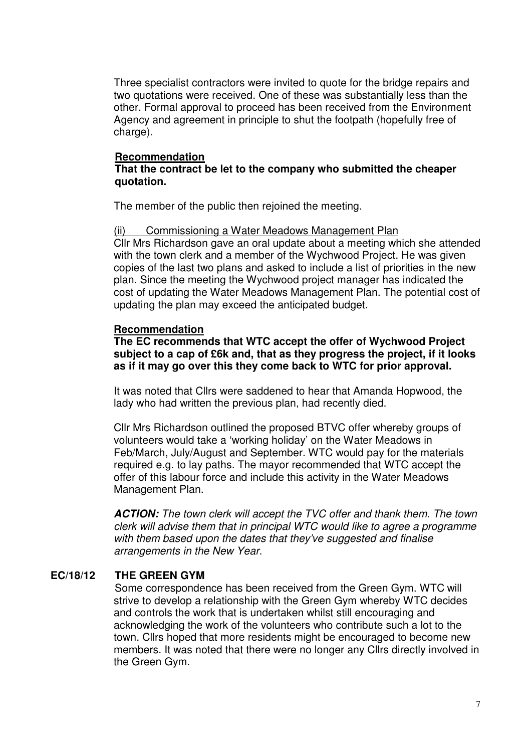Three specialist contractors were invited to quote for the bridge repairs and two quotations were received. One of these was substantially less than the other. Formal approval to proceed has been received from the Environment Agency and agreement in principle to shut the footpath (hopefully free of charge).

**Recommendation**

**That the contract be let to the company who submitted the cheaper quotation.**

The member of the public then rejoined the meeting.

(ii) Commissioning a Water Meadows Management Plan

Cllr Mrs Richardson gave an oral update about a meeting which she attended with the town clerk and a member of the Wychwood Project. He was given copies of the last two plans and asked to include a list of priorities in the new plan. Since the meeting the Wychwood project manager has indicated the cost of updating the Water Meadows Management Plan. The potential cost of updating the plan may exceed the anticipated budget.

**Recommendation**

**The EC recommends that WTC accept the offer of Wychwood Project subject to a cap of £6k and, that as they progress the project, if it looks as if it may go over this they come back to WTC for prior approval.**

It was noted that Cllrs were saddened to hear that Amanda Hopwood, the lady who had written the previous plan, had recently died.

Cllr Mrs Richardson outlined the proposed BTVC offer whereby groups of volunteers would take a 'working holiday' on the Water Meadows in Feb/March, July/August and September. WTC would pay for the materials required e.g. to lay paths. The mayor recommended that WTC accept the offer of this labour force and include this activity in the Water Meadows Management Plan.

***ACTION:*** *The town clerk will accept the TVC offer and thank them. The town clerk will advise them that in principal WTC would like to agree a programme with them based upon the dates that they've suggested and finalise arrangements in the New Year.*

## EC/18/12 THE GREEN GYM

Some correspondence has been received from the Green Gym. WTC will strive to develop a relationship with the Green Gym whereby WTC decides and controls the work that is undertaken whilst still encouraging and acknowledging the work of the volunteers who contribute such a lot to the town. Cllrs hoped that more residents might be encouraged to become new members. It was noted that there were no longer any Cllrs directly involved in the Green Gym.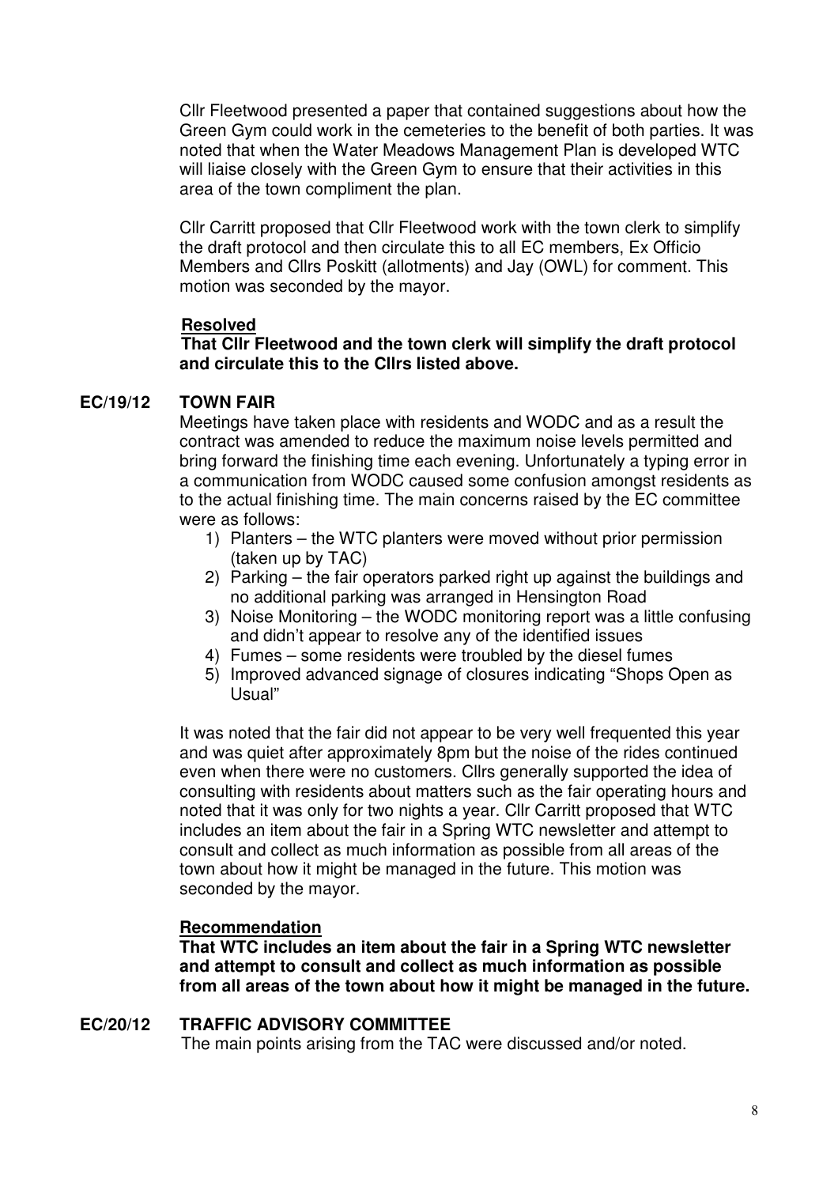Cllr Fleetwood presented a paper that contained suggestions about how the Green Gym could work in the cemeteries to the benefit of both parties. It was noted that when the Water Meadows Management Plan is developed WTC will liaise closely with the Green Gym to ensure that their activities in this area of the town compliment the plan.

Cllr Carritt proposed that Cllr Fleetwood work with the town clerk to simplify the draft protocol and then circulate this to all EC members, Ex Officio Members and Cllrs Poskitt (allotments) and Jay (OWL) for comment. This motion was seconded by the mayor.

**Resolved**
**That Cllr Fleetwood and the town clerk will simplify the draft protocol and circulate this to the Cllrs listed above.**

## EC/19/12 TOWN FAIR

Meetings have taken place with residents and WODC and as a result the contract was amended to reduce the maximum noise levels permitted and bring forward the finishing time each evening. Unfortunately a typing error in a communication from WODC caused some confusion amongst residents as to the actual finishing time. The main concerns raised by the EC committee were as follows:

1) Planters – the WTC planters were moved without prior permission (taken up by TAC)
2) Parking – the fair operators parked right up against the buildings and no additional parking was arranged in Hensington Road
3) Noise Monitoring – the WODC monitoring report was a little confusing and didn't appear to resolve any of the identified issues
4) Fumes – some residents were troubled by the diesel fumes
5) Improved advanced signage of closures indicating "Shops Open as Usual"

It was noted that the fair did not appear to be very well frequented this year and was quiet after approximately 8pm but the noise of the rides continued even when there were no customers. Cllrs generally supported the idea of consulting with residents about matters such as the fair operating hours and noted that it was only for two nights a year. Cllr Carritt proposed that WTC includes an item about the fair in a Spring WTC newsletter and attempt to consult and collect as much information as possible from all areas of the town about how it might be managed in the future. This motion was seconded by the mayor.

**Recommendation**
**That WTC includes an item about the fair in a Spring WTC newsletter and attempt to consult and collect as much information as possible from all areas of the town about how it might be managed in the future.**

## EC/20/12 TRAFFIC ADVISORY COMMITTEE

The main points arising from the TAC were discussed and/or noted.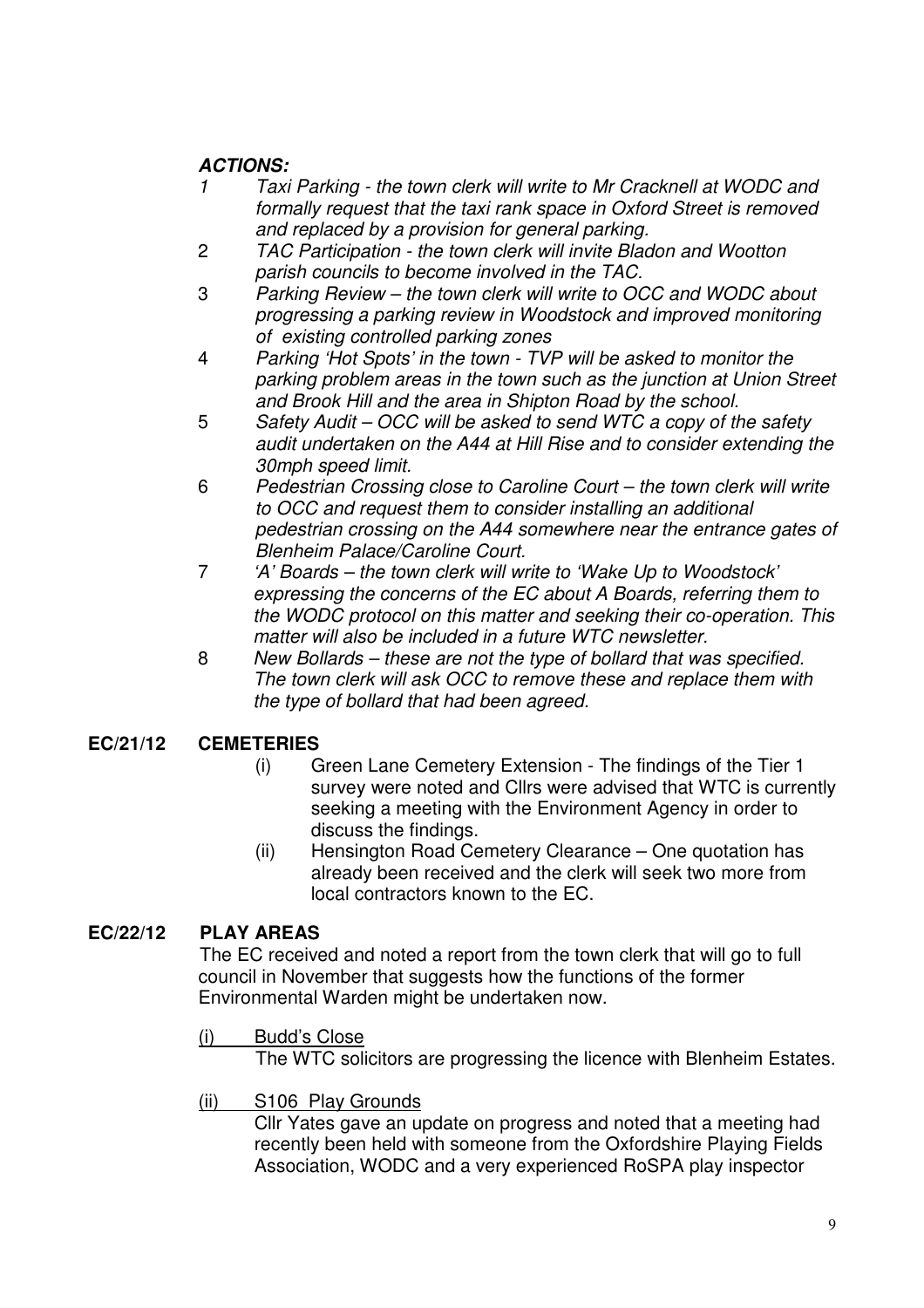***ACTIONS:***

1. *Taxi Parking - the town clerk will write to Mr Cracknell at WODC and formally request that the taxi rank space in Oxford Street is removed and replaced by a provision for general parking.*
2. *TAC Participation - the town clerk will invite Bladon and Wootton parish councils to become involved in the TAC.*
3. *Parking Review – the town clerk will write to OCC and WODC about progressing a parking review in Woodstock and improved monitoring of existing controlled parking zones*
4. *Parking 'Hot Spots' in the town - TVP will be asked to monitor the parking problem areas in the town such as the junction at Union Street and Brook Hill and the area in Shipton Road by the school.*
5. *Safety Audit – OCC will be asked to send WTC a copy of the safety audit undertaken on the A44 at Hill Rise and to consider extending the 30mph speed limit.*
6. *Pedestrian Crossing close to Caroline Court – the town clerk will write to OCC and request them to consider installing an additional pedestrian crossing on the A44 somewhere near the entrance gates of Blenheim Palace/Caroline Court.*
7. *'A' Boards – the town clerk will write to 'Wake Up to Woodstock' expressing the concerns of the EC about A Boards, referring them to the WODC protocol on this matter and seeking their co-operation. This matter will also be included in a future WTC newsletter.*
8. *New Bollards – these are not the type of bollard that was specified. The town clerk will ask OCC to remove these and replace them with the type of bollard that had been agreed.*

**EC/21/12 CEMETERIES**

(i) Green Lane Cemetery Extension - The findings of the Tier 1 survey were noted and Cllrs were advised that WTC is currently seeking a meeting with the Environment Agency in order to discuss the findings.

(ii) Hensington Road Cemetery Clearance – One quotation has already been received and the clerk will seek two more from local contractors known to the EC.

**EC/22/12 PLAY AREAS**

The EC received and noted a report from the town clerk that will go to full council in November that suggests how the functions of the former Environmental Warden might be undertaken now.

(i) Budd's Close

The WTC solicitors are progressing the licence with Blenheim Estates.

(ii) S106 Play Grounds

Cllr Yates gave an update on progress and noted that a meeting had recently been held with someone from the Oxfordshire Playing Fields Association, WODC and a very experienced RoSPA play inspector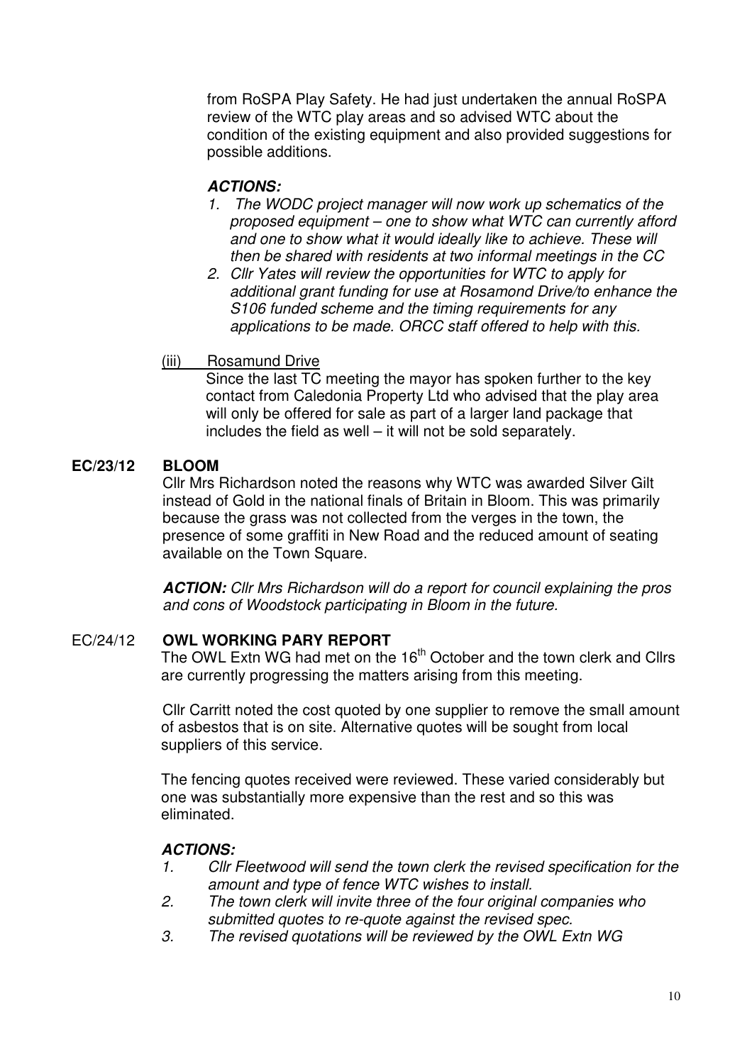from RoSPA Play Safety. He had just undertaken the annual RoSPA review of the WTC play areas and so advised WTC about the condition of the existing equipment and also provided suggestions for possible additions.

***ACTIONS:***

1. *The WODC project manager will now work up schematics of the proposed equipment – one to show what WTC can currently afford and one to show what it would ideally like to achieve. These will then be shared with residents at two informal meetings in the CC*
2. *Cllr Yates will review the opportunities for WTC to apply for additional grant funding for use at Rosamond Drive/to enhance the S106 funded scheme and the timing requirements for any applications to be made. ORCC staff offered to help with this.*

(iii) Rosamund Drive

Since the last TC meeting the mayor has spoken further to the key contact from Caledonia Property Ltd who advised that the play area will only be offered for sale as part of a larger land package that includes the field as well – it will not be sold separately.

**EC/23/12 BLOOM**

Cllr Mrs Richardson noted the reasons why WTC was awarded Silver Gilt instead of Gold in the national finals of Britain in Bloom. This was primarily because the grass was not collected from the verges in the town, the presence of some graffiti in New Road and the reduced amount of seating available on the Town Square.

***ACTION:*** *Cllr Mrs Richardson will do a report for council explaining the pros and cons of Woodstock participating in Bloom in the future.*

EC/24/12 **OWL WORKING PARY REPORT**

The OWL Extn WG had met on the 16th October and the town clerk and Cllrs are currently progressing the matters arising from this meeting.

Cllr Carritt noted the cost quoted by one supplier to remove the small amount of asbestos that is on site. Alternative quotes will be sought from local suppliers of this service.

The fencing quotes received were reviewed. These varied considerably but one was substantially more expensive than the rest and so this was eliminated.

***ACTIONS:***

1. *Cllr Fleetwood will send the town clerk the revised specification for the amount and type of fence WTC wishes to install.*
2. *The town clerk will invite three of the four original companies who submitted quotes to re-quote against the revised spec.*
3. *The revised quotations will be reviewed by the OWL Extn WG*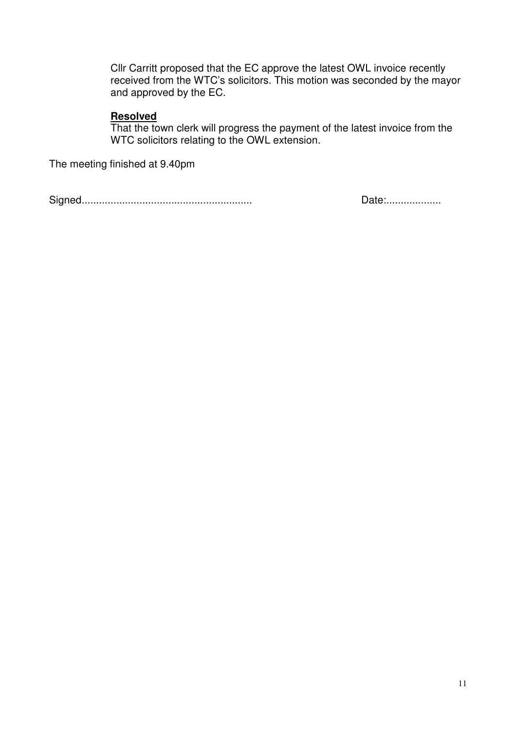Cllr Carritt proposed that the EC approve the latest OWL invoice recently received from the WTC's solicitors. This motion was seconded by the mayor and approved by the EC.

**Resolved**
That the town clerk will progress the payment of the latest invoice from the WTC solicitors relating to the OWL extension.

The meeting finished at 9.40pm

Signed.......................................................... Date:...................